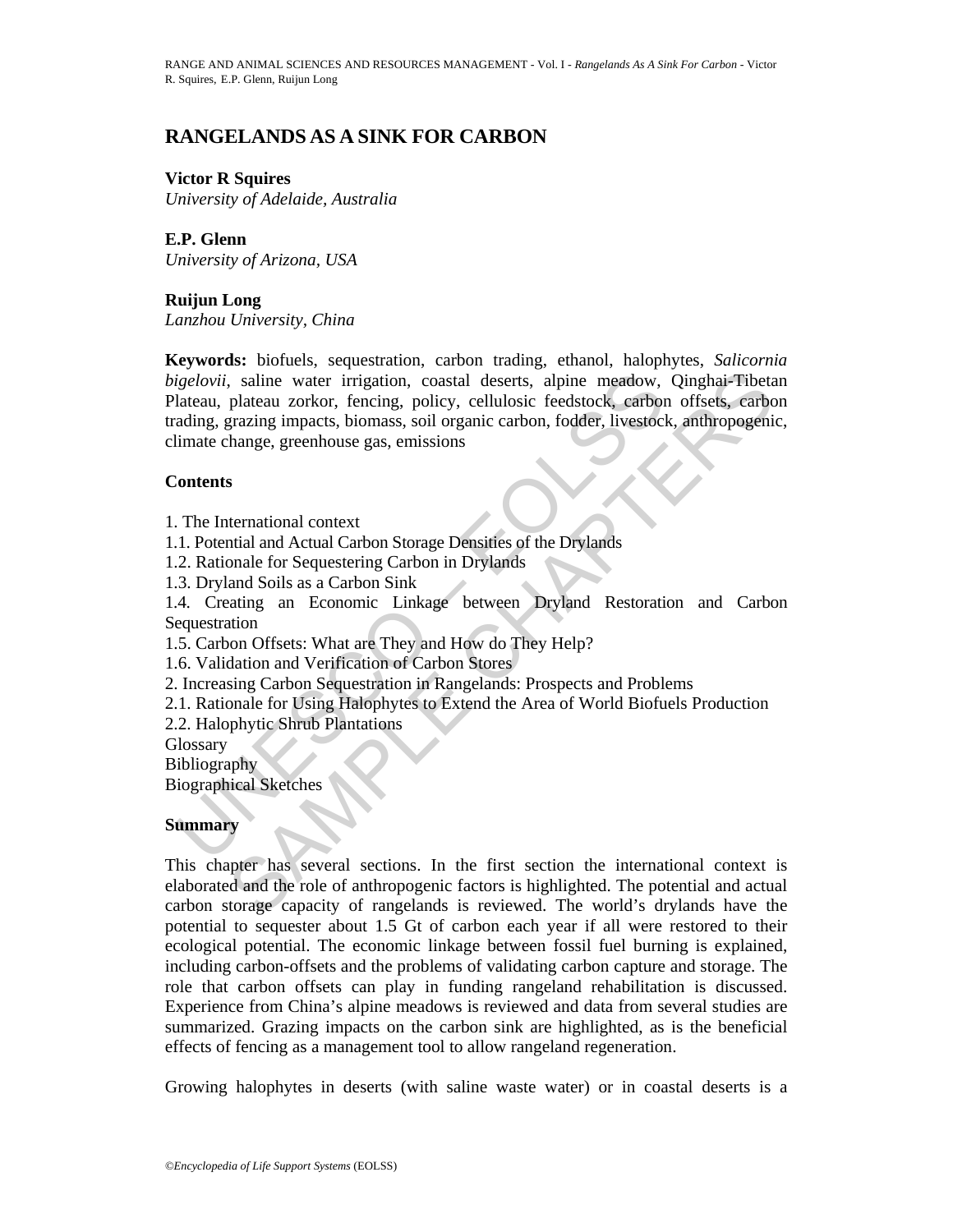# RANGELANDS AS A SINK FOR CARBON

**Victor R Squires**
*University of Adelaide, Australia*

**E.P. Glenn**
*University of Arizona, USA*

**Ruijun Long**
*Lanzhou University, China*

**Keywords:** biofuels, sequestration, carbon trading, ethanol, halophytes, *Salicornia bigelovii*, saline water irrigation, coastal deserts, alpine meadow, Qinghai-Tibetan Plateau, plateau zorkor, fencing, policy, cellulosic feedstock, carbon offsets, carbon trading, grazing impacts, biomass, soil organic carbon, fodder, livestock, anthropogenic, climate change, greenhouse gas, emissions

## Contents

1. The International context
1.1. Potential and Actual Carbon Storage Densities of the Drylands
1.2. Rationale for Sequestering Carbon in Drylands
1.3. Dryland Soils as a Carbon Sink
1.4. Creating an Economic Linkage between Dryland Restoration and Carbon Sequestration
1.5. Carbon Offsets: What are They and How do They Help?
1.6. Validation and Verification of Carbon Stores
2. Increasing Carbon Sequestration in Rangelands: Prospects and Problems
2.1. Rationale for Using Halophytes to Extend the Area of World Biofuels Production
2.2. Halophytic Shrub Plantations
Glossary
Bibliography
Biographical Sketches

## Summary

This chapter has several sections. In the first section the international context is elaborated and the role of anthropogenic factors is highlighted. The potential and actual carbon storage capacity of rangelands is reviewed. The world's drylands have the potential to sequester about 1.5 Gt of carbon each year if all were restored to their ecological potential. The economic linkage between fossil fuel burning is explained, including carbon-offsets and the problems of validating carbon capture and storage. The role that carbon offsets can play in funding rangeland rehabilitation is discussed. Experience from China's alpine meadows is reviewed and data from several studies are summarized. Grazing impacts on the carbon sink are highlighted, as is the beneficial effects of fencing as a management tool to allow rangeland regeneration.

Growing halophytes in deserts (with saline waste water) or in coastal deserts is a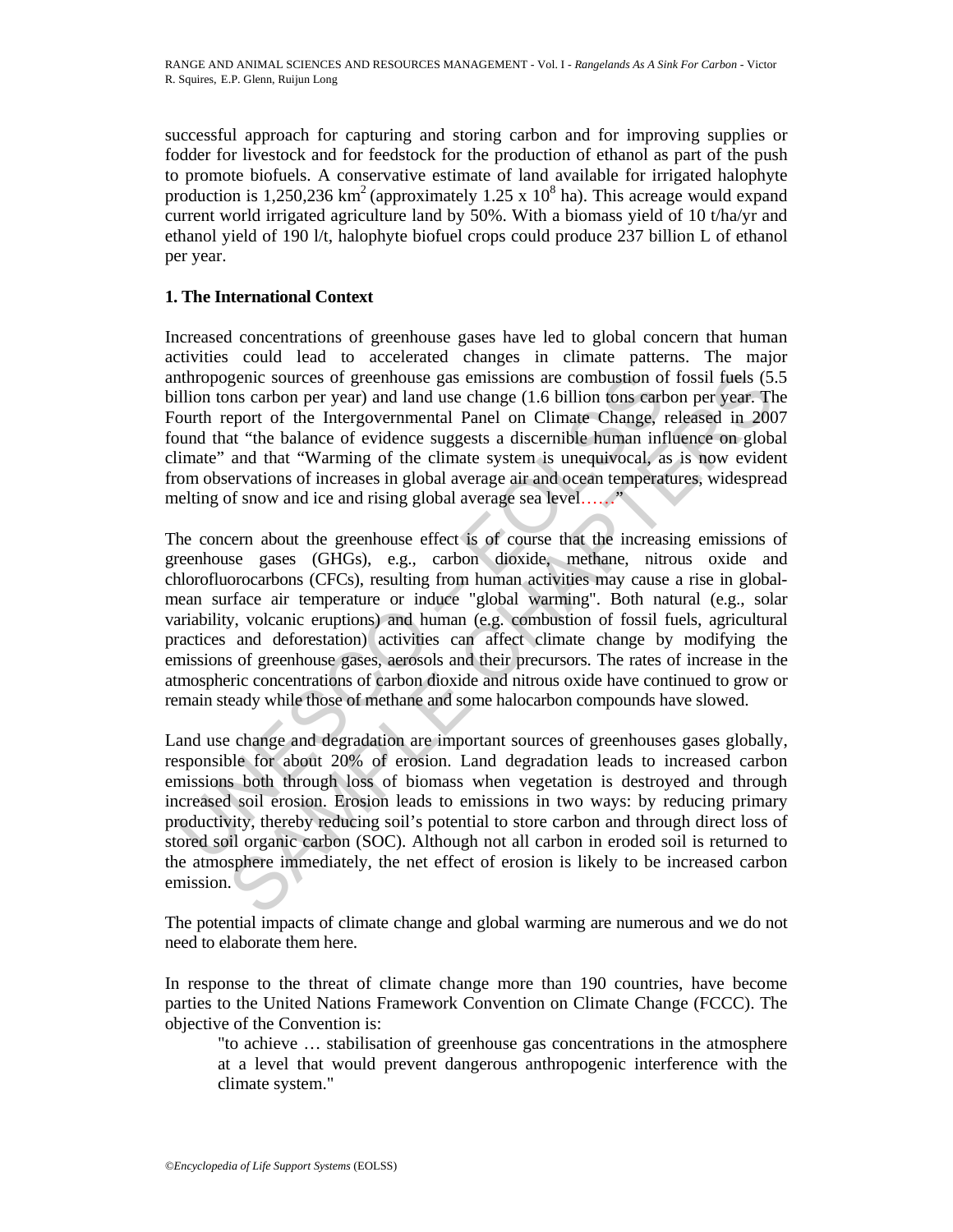successful approach for capturing and storing carbon and for improving supplies or fodder for livestock and for feedstock for the production of ethanol as part of the push to promote biofuels. A conservative estimate of land available for irrigated halophyte production is 1,250,236 km$^2$ (approximately 1.25 x 10$^8$ ha). This acreage would expand current world irrigated agriculture land by 50%. With a biomass yield of 10 t/ha/yr and ethanol yield of 190 l/t, halophyte biofuel crops could produce 237 billion L of ethanol per year.

## 1. The International Context

Increased concentrations of greenhouse gases have led to global concern that human activities could lead to accelerated changes in climate patterns. The major anthropogenic sources of greenhouse gas emissions are combustion of fossil fuels (5.5 billion tons carbon per year) and land use change (1.6 billion tons carbon per year. The Fourth report of the Intergovernmental Panel on Climate Change, released in 2007 found that "the balance of evidence suggests a discernible human influence on global climate" and that "Warming of the climate system is unequivocal, as is now evident from observations of increases in global average air and ocean temperatures, widespread melting of snow and ice and rising global average sea level……"

The concern about the greenhouse effect is of course that the increasing emissions of greenhouse gases (GHGs), e.g., carbon dioxide, methane, nitrous oxide and chlorofluorocarbons (CFCs), resulting from human activities may cause a rise in global-mean surface air temperature or induce "global warming". Both natural (e.g., solar variability, volcanic eruptions) and human (e.g. combustion of fossil fuels, agricultural practices and deforestation) activities can affect climate change by modifying the emissions of greenhouse gases, aerosols and their precursors. The rates of increase in the atmospheric concentrations of carbon dioxide and nitrous oxide have continued to grow or remain steady while those of methane and some halocarbon compounds have slowed.

Land use change and degradation are important sources of greenhouses gases globally, responsible for about 20% of erosion. Land degradation leads to increased carbon emissions both through loss of biomass when vegetation is destroyed and through increased soil erosion. Erosion leads to emissions in two ways: by reducing primary productivity, thereby reducing soil's potential to store carbon and through direct loss of stored soil organic carbon (SOC). Although not all carbon in eroded soil is returned to the atmosphere immediately, the net effect of erosion is likely to be increased carbon emission.

The potential impacts of climate change and global warming are numerous and we do not need to elaborate them here.

In response to the threat of climate change more than 190 countries, have become parties to the United Nations Framework Convention on Climate Change (FCCC). The objective of the Convention is:

> "to achieve … stabilisation of greenhouse gas concentrations in the atmosphere at a level that would prevent dangerous anthropogenic interference with the climate system."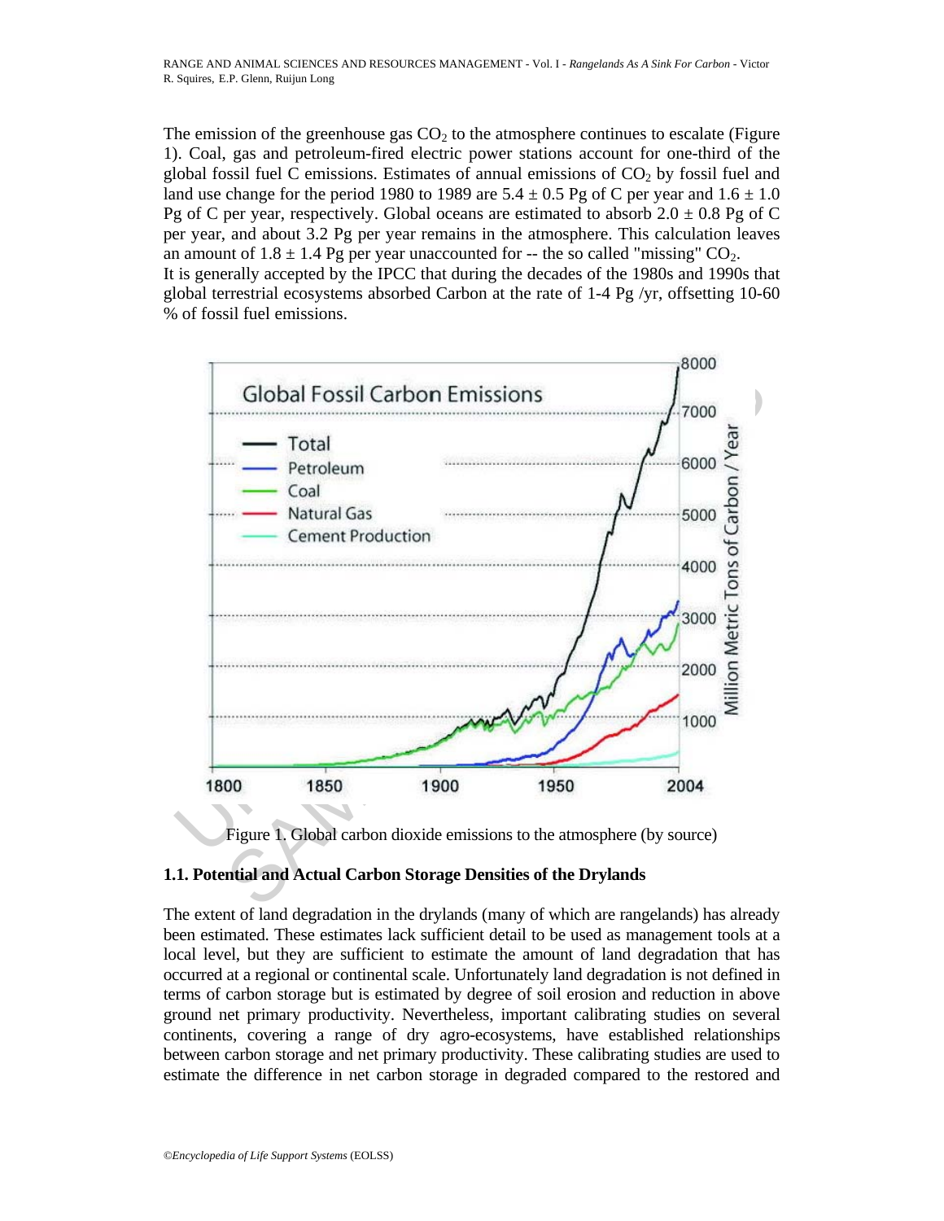The emission of the greenhouse gas $CO_2$ to the atmosphere continues to escalate (Figure 1). Coal, gas and petroleum-fired electric power stations account for one-third of the global fossil fuel C emissions. Estimates of annual emissions of $CO_2$ by fossil fuel and land use change for the period 1980 to 1989 are $5.4 \pm 0.5$ Pg of C per year and $1.6 \pm 1.0$ Pg of C per year, respectively. Global oceans are estimated to absorb $2.0 \pm 0.8$ Pg of C per year, and about 3.2 Pg per year remains in the atmosphere. This calculation leaves an amount of $1.8 \pm 1.4$ Pg per year unaccounted for -- the so called "missing" $CO_2$.

It is generally accepted by the IPCC that during the decades of the 1980s and 1990s that global terrestrial ecosystems absorbed Carbon at the rate of 1-4 Pg /yr, offsetting 10-60 % of fossil fuel emissions.

Figure 1. Global carbon dioxide emissions to the atmosphere (by source)

### 1.1. Potential and Actual Carbon Storage Densities of the Drylands

The extent of land degradation in the drylands (many of which are rangelands) has already been estimated. These estimates lack sufficient detail to be used as management tools at a local level, but they are sufficient to estimate the amount of land degradation that has occurred at a regional or continental scale. Unfortunately land degradation is not defined in terms of carbon storage but is estimated by degree of soil erosion and reduction in above ground net primary productivity. Nevertheless, important calibrating studies on several continents, covering a range of dry agro-ecosystems, have established relationships between carbon storage and net primary productivity. These calibrating studies are used to estimate the difference in net carbon storage in degraded compared to the restored and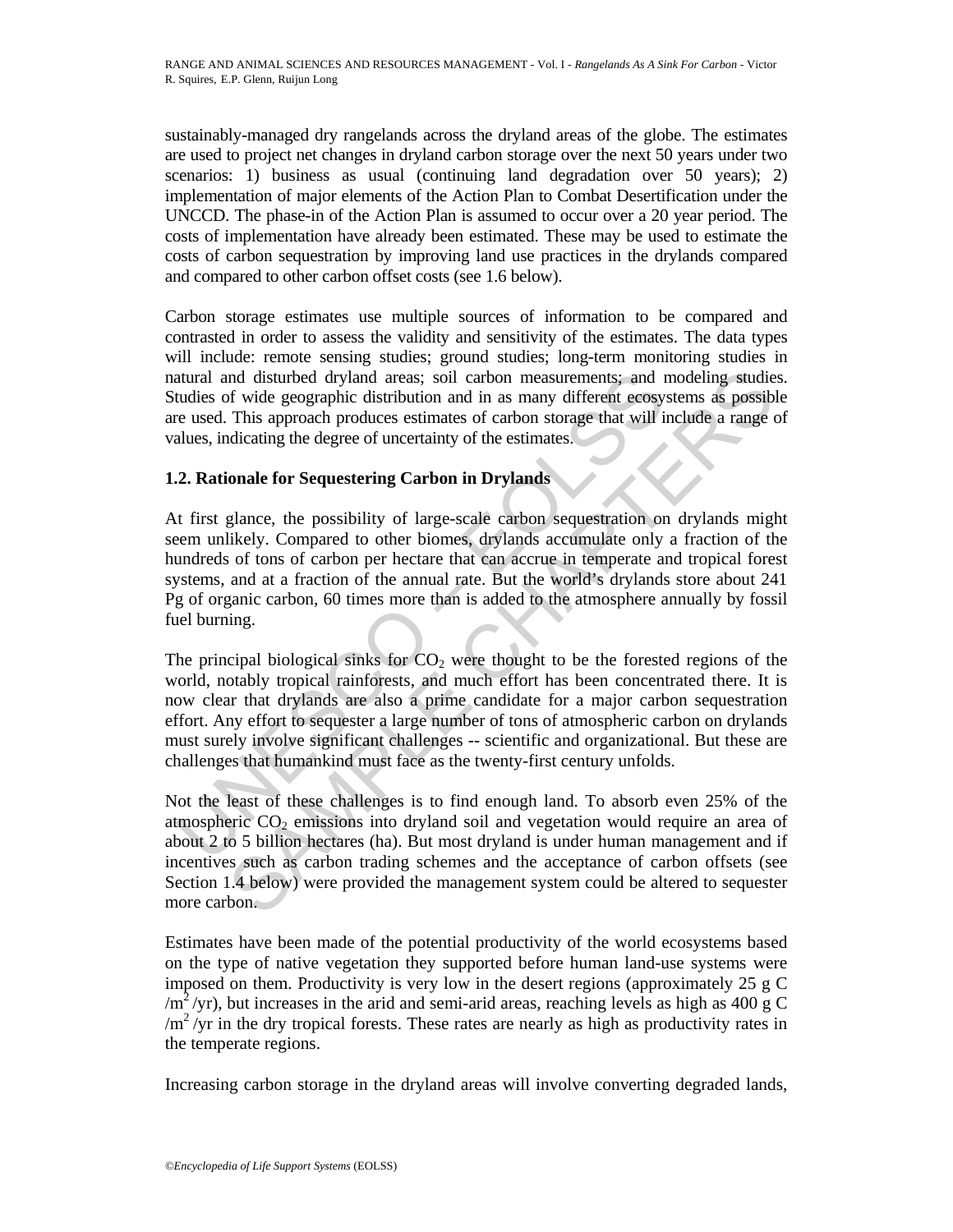sustainably-managed dry rangelands across the dryland areas of the globe. The estimates are used to project net changes in dryland carbon storage over the next 50 years under two scenarios: 1) business as usual (continuing land degradation over 50 years); 2) implementation of major elements of the Action Plan to Combat Desertification under the UNCCD. The phase-in of the Action Plan is assumed to occur over a 20 year period. The costs of implementation have already been estimated. These may be used to estimate the costs of carbon sequestration by improving land use practices in the drylands compared and compared to other carbon offset costs (see 1.6 below).

Carbon storage estimates use multiple sources of information to be compared and contrasted in order to assess the validity and sensitivity of the estimates. The data types will include: remote sensing studies; ground studies; long-term monitoring studies in natural and disturbed dryland areas; soil carbon measurements; and modeling studies. Studies of wide geographic distribution and in as many different ecosystems as possible are used. This approach produces estimates of carbon storage that will include a range of values, indicating the degree of uncertainty of the estimates.

## 1.2. Rationale for Sequestering Carbon in Drylands

At first glance, the possibility of large-scale carbon sequestration on drylands might seem unlikely. Compared to other biomes, drylands accumulate only a fraction of the hundreds of tons of carbon per hectare that can accrue in temperate and tropical forest systems, and at a fraction of the annual rate. But the world's drylands store about 241 Pg of organic carbon, 60 times more than is added to the atmosphere annually by fossil fuel burning.

The principal biological sinks for $CO_2$ were thought to be the forested regions of the world, notably tropical rainforests, and much effort has been concentrated there. It is now clear that drylands are also a prime candidate for a major carbon sequestration effort. Any effort to sequester a large number of tons of atmospheric carbon on drylands must surely involve significant challenges -- scientific and organizational. But these are challenges that humankind must face as the twenty-first century unfolds.

Not the least of these challenges is to find enough land. To absorb even 25% of the atmospheric $CO_2$ emissions into dryland soil and vegetation would require an area of about 2 to 5 billion hectares (ha). But most dryland is under human management and if incentives such as carbon trading schemes and the acceptance of carbon offsets (see Section 1.4 below) were provided the management system could be altered to sequester more carbon.

Estimates have been made of the potential productivity of the world ecosystems based on the type of native vegetation they supported before human land-use systems were imposed on them. Productivity is very low in the desert regions (approximately 25 g C $/m^2$ /yr), but increases in the arid and semi-arid areas, reaching levels as high as 400 g C $/m^2$ /yr in the dry tropical forests. These rates are nearly as high as productivity rates in the temperate regions.

Increasing carbon storage in the dryland areas will involve converting degraded lands,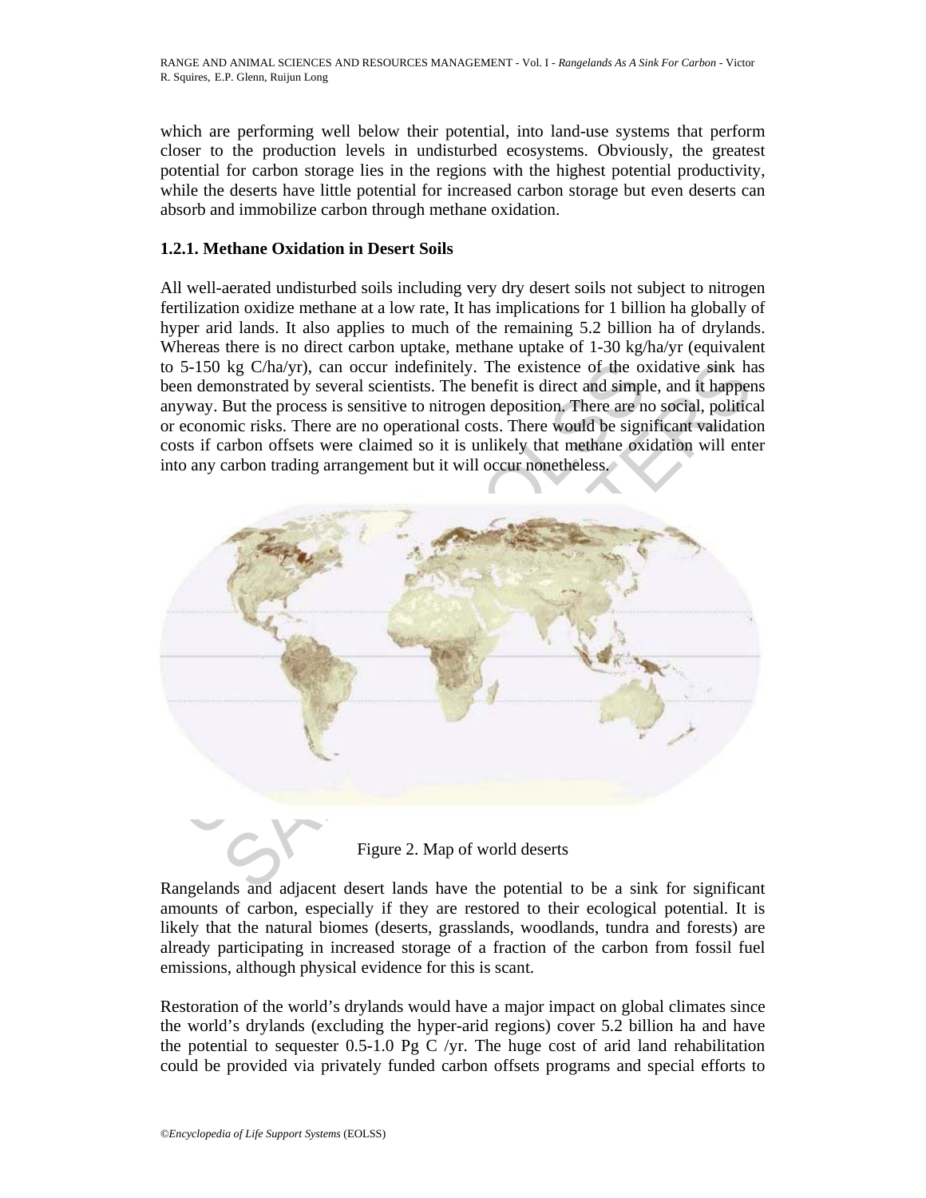which are performing well below their potential, into land-use systems that perform closer to the production levels in undisturbed ecosystems. Obviously, the greatest potential for carbon storage lies in the regions with the highest potential productivity, while the deserts have little potential for increased carbon storage but even deserts can absorb and immobilize carbon through methane oxidation.

### 1.2.1. Methane Oxidation in Desert Soils

All well-aerated undisturbed soils including very dry desert soils not subject to nitrogen fertilization oxidize methane at a low rate, It has implications for 1 billion ha globally of hyper arid lands. It also applies to much of the remaining 5.2 billion ha of drylands. Whereas there is no direct carbon uptake, methane uptake of 1-30 kg/ha/yr (equivalent to 5-150 kg C/ha/yr), can occur indefinitely. The existence of the oxidative sink has been demonstrated by several scientists. The benefit is direct and simple, and it happens anyway. But the process is sensitive to nitrogen deposition. There are no social, political or economic risks. There are no operational costs. There would be significant validation costs if carbon offsets were claimed so it is unlikely that methane oxidation will enter into any carbon trading arrangement but it will occur nonetheless.

Figure 2. Map of world deserts

Rangelands and adjacent desert lands have the potential to be a sink for significant amounts of carbon, especially if they are restored to their ecological potential. It is likely that the natural biomes (deserts, grasslands, woodlands, tundra and forests) are already participating in increased storage of a fraction of the carbon from fossil fuel emissions, although physical evidence for this is scant.

Restoration of the world's drylands would have a major impact on global climates since the world's drylands (excluding the hyper-arid regions) cover 5.2 billion ha and have the potential to sequester 0.5-1.0 Pg C /yr. The huge cost of arid land rehabilitation could be provided via privately funded carbon offsets programs and special efforts to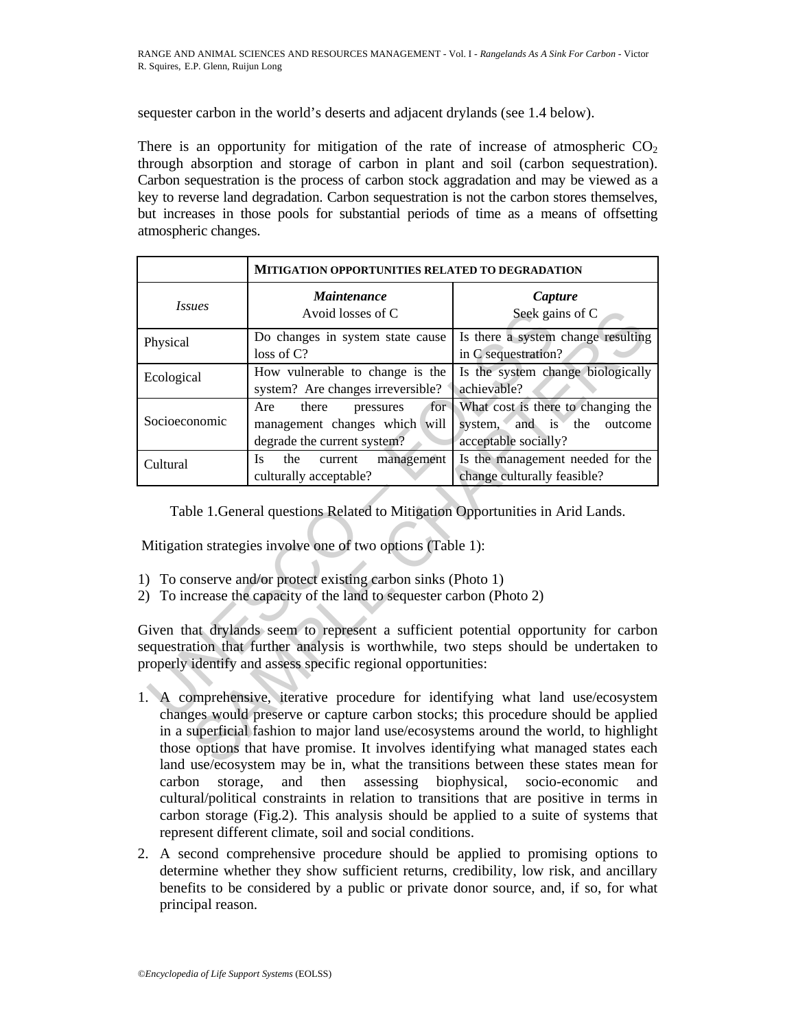sequester carbon in the world's deserts and adjacent drylands (see 1.4 below).

There is an opportunity for mitigation of the rate of increase of atmospheric $CO_2$ through absorption and storage of carbon in plant and soil (carbon sequestration). Carbon sequestration is the process of carbon stock aggradation and may be viewed as a key to reverse land degradation. Carbon sequestration is not the carbon stores themselves, but increases in those pools for substantial periods of time as a means of offsetting atmospheric changes.

| | **MITIGATION OPPORTUNITIES RELATED TO DEGRADATION** | |
|---|---|---|
| *Issues* | ***Maintenance*** Avoid losses of C | ***Capture*** Seek gains of C |
| Physical | Do changes in system state cause loss of C? | Is there a system change resulting in C sequestration? |
| Ecological | How vulnerable to change is the system? Are changes irreversible? | Is the system change biologically achievable? |
| Socioeconomic | Are there pressures for management changes which will degrade the current system? | What cost is there to changing the system, and is the outcome acceptable socially? |
| Cultural | Is the current management culturally acceptable? | Is the management needed for the change culturally feasible? |

Table 1.General questions Related to Mitigation Opportunities in Arid Lands.

Mitigation strategies involve one of two options (Table 1):

1) To conserve and/or protect existing carbon sinks (Photo 1)
2) To increase the capacity of the land to sequester carbon (Photo 2)

Given that drylands seem to represent a sufficient potential opportunity for carbon sequestration that further analysis is worthwhile, two steps should be undertaken to properly identify and assess specific regional opportunities:

1. A comprehensive, iterative procedure for identifying what land use/ecosystem changes would preserve or capture carbon stocks; this procedure should be applied in a superficial fashion to major land use/ecosystems around the world, to highlight those options that have promise. It involves identifying what managed states each land use/ecosystem may be in, what the transitions between these states mean for carbon storage, and then assessing biophysical, socio-economic and cultural/political constraints in relation to transitions that are positive in terms in carbon storage (Fig.2). This analysis should be applied to a suite of systems that represent different climate, soil and social conditions.
2. A second comprehensive procedure should be applied to promising options to determine whether they show sufficient returns, credibility, low risk, and ancillary benefits to be considered by a public or private donor source, and, if so, for what principal reason.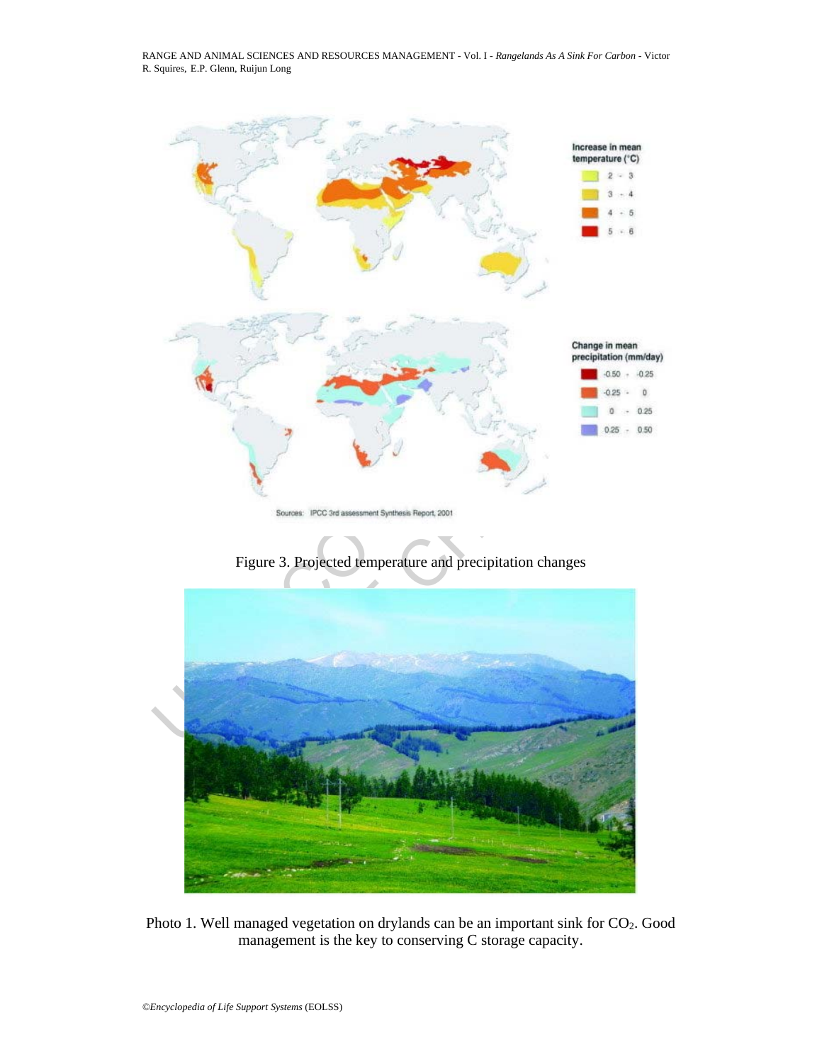Figure 3. Projected temperature and precipitation changes

Photo 1. Well managed vegetation on drylands can be an important sink for $CO_2$. Good management is the key to conserving C storage capacity.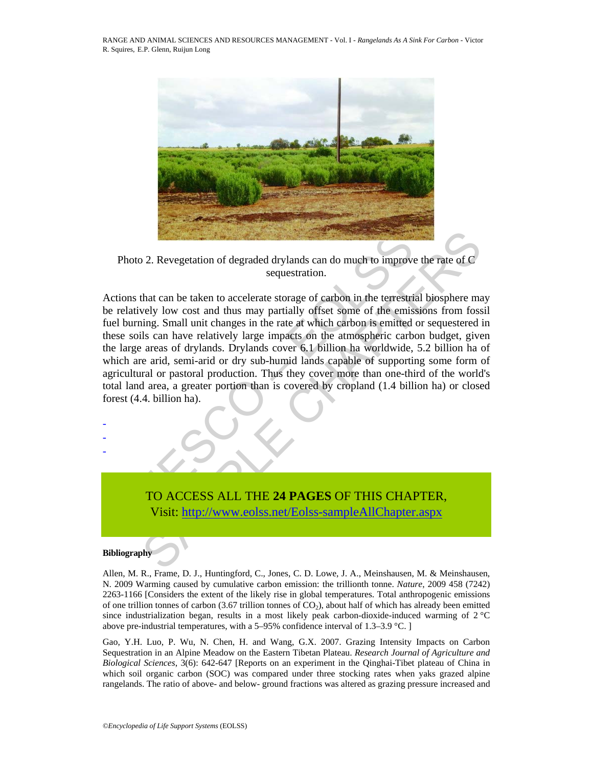Photo 2. Revegetation of degraded drylands can do much to improve the rate of C sequestration.

Actions that can be taken to accelerate storage of carbon in the terrestrial biosphere may be relatively low cost and thus may partially offset some of the emissions from fossil fuel burning. Small unit changes in the rate at which carbon is emitted or sequestered in these soils can have relatively large impacts on the atmospheric carbon budget, given the large areas of drylands. Drylands cover 6.1 billion ha worldwide, 5.2 billion ha of which are arid, semi-arid or dry sub-humid lands capable of supporting some form of agricultural or pastoral production. Thus they cover more than one-third of the world's total land area, a greater portion than is covered by cropland (1.4 billion ha) or closed forest (4.4. billion ha).

-
-
-

TO ACCESS ALL THE **24 PAGES** OF THIS CHAPTER,
Visit: http://www.eolss.net/Eolss-sampleAllChapter.aspx

**Bibliography**

Allen, M. R., Frame, D. J., Huntingford, C., Jones, C. D. Lowe, J. A., Meinshausen, M. & Meinshausen, N. 2009 Warming caused by cumulative carbon emission: the trillionth tonne. *Nature*, 2009 458 (7242) 2263-1166 [Considers the extent of the likely rise in global temperatures. Total anthropogenic emissions of one trillion tonnes of carbon (3.67 trillion tonnes of $CO_2$), about half of which has already been emitted since industrialization began, results in a most likely peak carbon-dioxide-induced warming of 2 °C above pre-industrial temperatures, with a 5–95% confidence interval of 1.3–3.9 °C. ]

Gao, Y.H. Luo, P. Wu, N. Chen, H. and Wang, G.X. 2007. Grazing Intensity Impacts on Carbon Sequestration in an Alpine Meadow on the Eastern Tibetan Plateau. *Research Journal of Agriculture and Biological Sciences*, 3(6): 642-647 [Reports on an experiment in the Qinghai-Tibet plateau of China in which soil organic carbon (SOC) was compared under three stocking rates when yaks grazed alpine rangelands. The ratio of above- and below- ground fractions was altered as grazing pressure increased and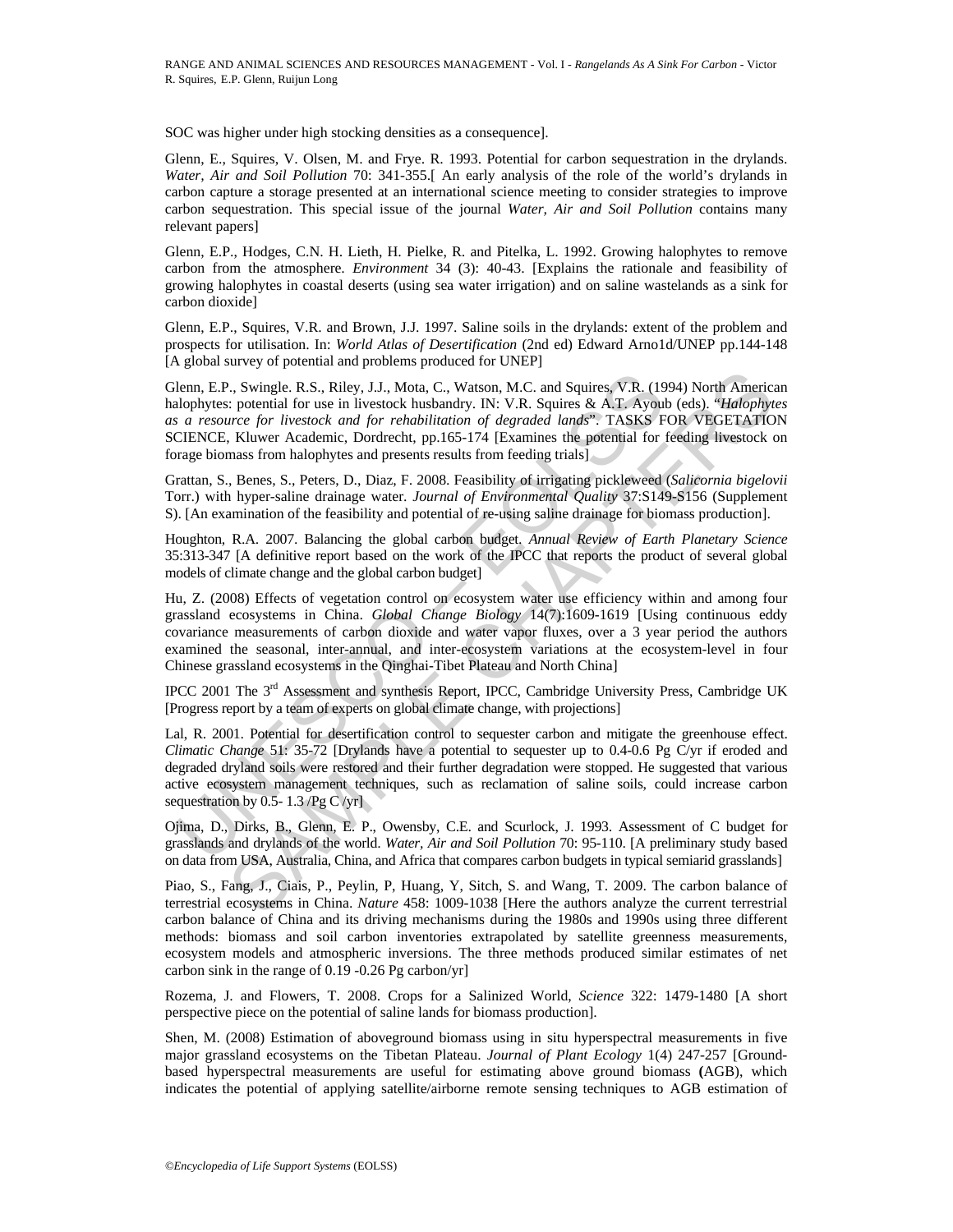SOC was higher under high stocking densities as a consequence].

Glenn, E., Squires, V. Olsen, M. and Frye. R. 1993. Potential for carbon sequestration in the drylands. *Water, Air and Soil Pollution* 70: 341-355.[ An early analysis of the role of the world's drylands in carbon capture a storage presented at an international science meeting to consider strategies to improve carbon sequestration. This special issue of the journal *Water, Air and Soil Pollution* contains many relevant papers]

Glenn, E.P., Hodges, C.N. H. Lieth, H. Pielke, R. and Pitelka, L. 1992. Growing halophytes to remove carbon from the atmosphere. *Environment* 34 (3): 40-43. [Explains the rationale and feasibility of growing halophytes in coastal deserts (using sea water irrigation) and on saline wastelands as a sink for carbon dioxide]

Glenn, E.P., Squires, V.R. and Brown, J.J. 1997. Saline soils in the drylands: extent of the problem and prospects for utilisation. In: *World Atlas of Desertification* (2nd ed) Edward Arno1d/UNEP pp.144-148 [A global survey of potential and problems produced for UNEP]

Glenn, E.P., Swingle. R.S., Riley, J.J., Mota, C., Watson, M.C. and Squires, V.R. (1994) North American halophytes: potential for use in livestock husbandry. IN: V.R. Squires & A.T. Ayoub (eds). "*Halophytes as a resource for livestock and for rehabilitation of degraded lands*". TASKS FOR VEGETATION SCIENCE, Kluwer Academic, Dordrecht, pp.165-174 [Examines the potential for feeding livestock on forage biomass from halophytes and presents results from feeding trials]

Grattan, S., Benes, S., Peters, D., Diaz, F. 2008. Feasibility of irrigating pickleweed (*Salicornia bigelovii* Torr.) with hyper-saline drainage water. *Journal of Environmental Quality* 37:S149-S156 (Supplement S). [An examination of the feasibility and potential of re-using saline drainage for biomass production].

Houghton, R.A. 2007. Balancing the global carbon budget. *Annual Review of Earth Planetary Science* 35:313-347 [A definitive report based on the work of the IPCC that reports the product of several global models of climate change and the global carbon budget]

Hu, Z. (2008) Effects of vegetation control on ecosystem water use efficiency within and among four grassland ecosystems in China. *Global Change Biology* 14(7):1609-1619 [Using continuous eddy covariance measurements of carbon dioxide and water vapor fluxes, over a 3 year period the authors examined the seasonal, inter-annual, and inter-ecosystem variations at the ecosystem-level in four Chinese grassland ecosystems in the Qinghai-Tibet Plateau and North China]

IPCC 2001 The 3rd Assessment and synthesis Report, IPCC, Cambridge University Press, Cambridge UK [Progress report by a team of experts on global climate change, with projections]

Lal, R. 2001. Potential for desertification control to sequester carbon and mitigate the greenhouse effect. *Climatic Change* 51: 35-72 [Drylands have a potential to sequester up to 0.4-0.6 Pg C/yr if eroded and degraded dryland soils were restored and their further degradation were stopped. He suggested that various active ecosystem management techniques, such as reclamation of saline soils, could increase carbon sequestration by 0.5- 1.3 /Pg C /yr]

Ojima, D., Dirks, B., Glenn, E. P., Owensby, C.E. and Scurlock, J. 1993. Assessment of C budget for grasslands and drylands of the world. *Water, Air and Soil Pollution* 70: 95-110. [A preliminary study based on data from USA, Australia, China, and Africa that compares carbon budgets in typical semiarid grasslands]

Piao, S., Fang, J., Ciais, P., Peylin, P, Huang, Y, Sitch, S. and Wang, T. 2009. The carbon balance of terrestrial ecosystems in China. *Nature* 458: 1009-1038 [Here the authors analyze the current terrestrial carbon balance of China and its driving mechanisms during the 1980s and 1990s using three different methods: biomass and soil carbon inventories extrapolated by satellite greenness measurements, ecosystem models and atmospheric inversions. The three methods produced similar estimates of net carbon sink in the range of 0.19 -0.26 Pg carbon/yr]

Rozema, J. and Flowers, T. 2008. Crops for a Salinized World, *Science* 322: 1479-1480 [A short perspective piece on the potential of saline lands for biomass production].

Shen, M. (2008) Estimation of aboveground biomass using in situ hyperspectral measurements in five major grassland ecosystems on the Tibetan Plateau. *Journal of Plant Ecology* 1(4) 247-257 [Ground-based hyperspectral measurements are useful for estimating above ground biomass **(**AGB), which indicates the potential of applying satellite/airborne remote sensing techniques to AGB estimation of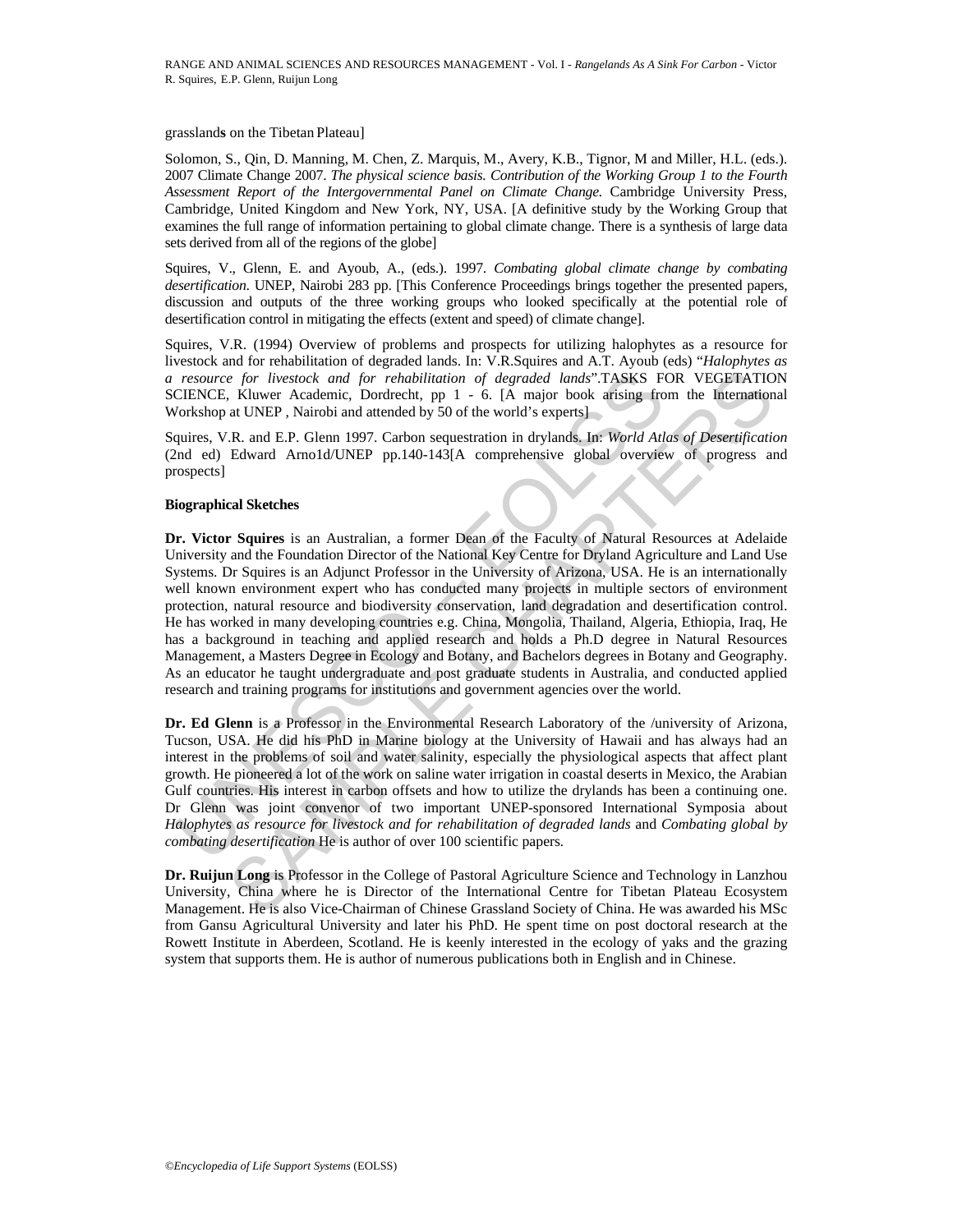grasslands on the Tibetan Plateau]

Solomon, S., Qin, D. Manning, M. Chen, Z. Marquis, M., Avery, K.B., Tignor, M and Miller, H.L. (eds.). 2007 Climate Change 2007. *The physical science basis. Contribution of the Working Group 1 to the Fourth Assessment Report of the Intergovernmental Panel on Climate Change.* Cambridge University Press, Cambridge, United Kingdom and New York, NY, USA. [A definitive study by the Working Group that examines the full range of information pertaining to global climate change. There is a synthesis of large data sets derived from all of the regions of the globe]

Squires, V., Glenn, E. and Ayoub, A., (eds.). 1997. *Combating global climate change by combating desertification.* UNEP, Nairobi 283 pp. [This Conference Proceedings brings together the presented papers, discussion and outputs of the three working groups who looked specifically at the potential role of desertification control in mitigating the effects (extent and speed) of climate change].

Squires, V.R. (1994) Overview of problems and prospects for utilizing halophytes as a resource for livestock and for rehabilitation of degraded lands. In: V.R.Squires and A.T. Ayoub (eds) "*Halophytes as a resource for livestock and for rehabilitation of degraded lands*".TASKS FOR VEGETATION SCIENCE, Kluwer Academic, Dordrecht, pp 1 - 6. [A major book arising from the International Workshop at UNEP , Nairobi and attended by 50 of the world's experts]

Squires, V.R. and E.P. Glenn 1997. Carbon sequestration in drylands. In: *World Atlas of Desertification* (2nd ed) Edward Arno1d/UNEP pp.140-143[A comprehensive global overview of progress and prospects]

**Biographical Sketches**

**Dr. Victor Squires** is an Australian, a former Dean of the Faculty of Natural Resources at Adelaide University and the Foundation Director of the National Key Centre for Dryland Agriculture and Land Use Systems. Dr Squires is an Adjunct Professor in the University of Arizona, USA. He is an internationally well known environment expert who has conducted many projects in multiple sectors of environment protection, natural resource and biodiversity conservation, land degradation and desertification control. He has worked in many developing countries e.g. China, Mongolia, Thailand, Algeria, Ethiopia, Iraq, He has a background in teaching and applied research and holds a Ph.D degree in Natural Resources Management, a Masters Degree in Ecology and Botany, and Bachelors degrees in Botany and Geography. As an educator he taught undergraduate and post graduate students in Australia, and conducted applied research and training programs for institutions and government agencies over the world.

**Dr. Ed Glenn** is a Professor in the Environmental Research Laboratory of the /university of Arizona, Tucson, USA. He did his PhD in Marine biology at the University of Hawaii and has always had an interest in the problems of soil and water salinity, especially the physiological aspects that affect plant growth. He pioneered a lot of the work on saline water irrigation in coastal deserts in Mexico, the Arabian Gulf countries. His interest in carbon offsets and how to utilize the drylands has been a continuing one. Dr Glenn was joint convenor of two important UNEP-sponsored International Symposia about *Halophytes as resource for livestock and for rehabilitation of degraded lands* and *Combating global by combating desertification* He is author of over 100 scientific papers.

**Dr. Ruijun Long** is Professor in the College of Pastoral Agriculture Science and Technology in Lanzhou University, China where he is Director of the International Centre for Tibetan Plateau Ecosystem Management. He is also Vice-Chairman of Chinese Grassland Society of China. He was awarded his MSc from Gansu Agricultural University and later his PhD. He spent time on post doctoral research at the Rowett Institute in Aberdeen, Scotland. He is keenly interested in the ecology of yaks and the grazing system that supports them. He is author of numerous publications both in English and in Chinese.